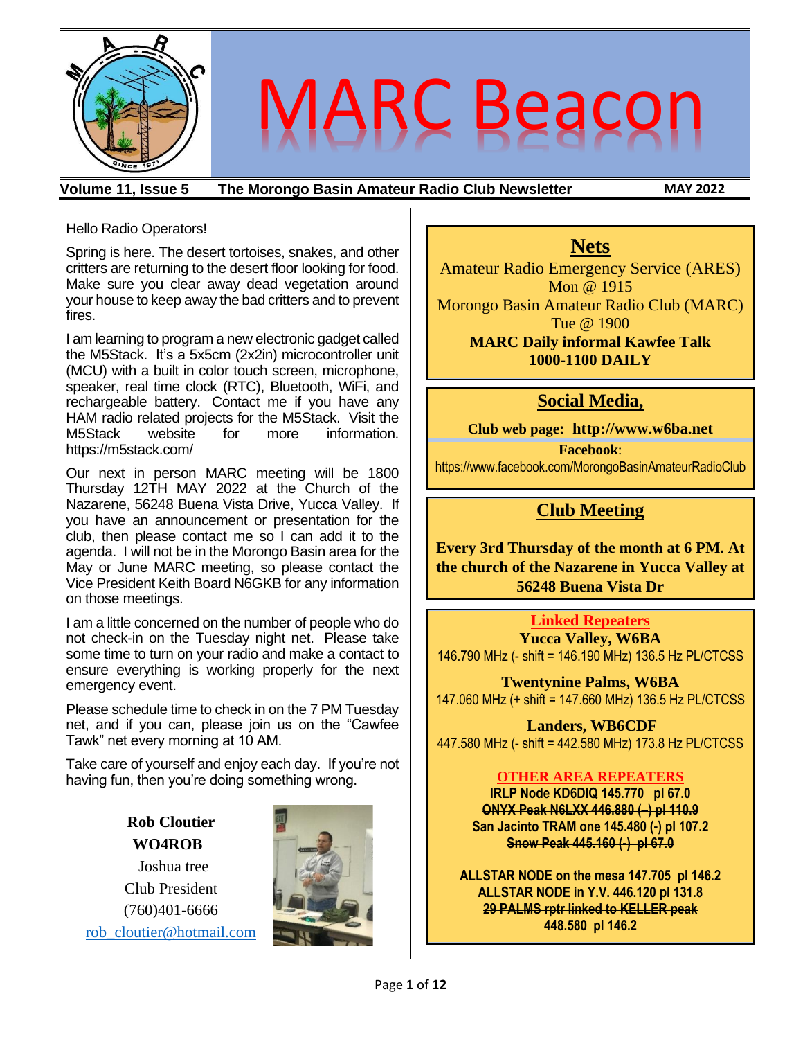# MARC Beacon

**Volume 11, Issue 5 — The Morongo Basin Amateur Radio Club Newsletter — MAY 2022**

Hello Radio Operators!

Spring is here. The desert tortoises, snakes, and other critters are returning to the desert floor looking for food. Make sure you clear away dead vegetation around your house to keep away the bad critters and to prevent fires.

I am learning to program a new electronic gadget called the M5Stack. It's a 5x5cm (2x2in) microcontroller unit (MCU) with a built in color touch screen, microphone, speaker, real time clock (RTC), Bluetooth, WiFi, and rechargeable battery. Contact me if you have any HAM radio related projects for the M5Stack. Visit the M5Stack website for more information. https://m5stack.com/

Our next in person MARC meeting will be 1800 Thursday 12TH MAY 2022 at the Church of the Nazarene, 56248 Buena Vista Drive, Yucca Valley. If you have an announcement or presentation for the club, then please contact me so I can add it to the agenda. I will not be in the Morongo Basin area for the May or June MARC meeting, so please contact the Vice President Keith Board N6GKB for any information on those meetings.

I am a little concerned on the number of people who do not check-in on the Tuesday night net. Please take some time to turn on your radio and make a contact to ensure everything is working properly for the next emergency event.

Please schedule time to check in on the 7 PM Tuesday net, and if you can, please join us on the "Cawfee Tawk" net every morning at 10 AM.

Take care of yourself and enjoy each day. If you're not having fun, then you're doing something wrong.

**Rob Cloutier**
**WO4ROB**
Joshua tree
Club President
(760)401-6666
rob_cloutier@hotmail.com

## Nets

Amateur Radio Emergency Service (ARES)
Mon @ 1915
Morongo Basin Amateur Radio Club (MARC)
Tue @ 1900
**MARC Daily informal Kawfee Talk**
**1000-1100 DAILY**

## Social Media,

**Club web page: http://www.w6ba.net**

**Facebook**:
https://www.facebook.com/MorongoBasinAmateurRadioClub

## Club Meeting

**Every 3rd Thursday of the month at 6 PM. At the church of the Nazarene in Yucca Valley at 56248 Buena Vista Dr**

## Linked Repeaters

**Yucca Valley, W6BA**
146.790 MHz (- shift = 146.190 MHz) 136.5 Hz PL/CTCSS

**Twentynine Palms, W6BA**
147.060 MHz (+ shift = 147.660 MHz) 136.5 Hz PL/CTCSS

**Landers, WB6CDF**
447.580 MHz (- shift = 442.580 MHz) 173.8 Hz PL/CTCSS

## OTHER AREA REPEATERS

**IRLP Node KD6DIQ 145.770 pl 67.0**
**~~ONYX Peak N6LXX 446.880 (-) pl 110.9~~**
**San Jacinto TRAM one 145.480 (-) pl 107.2**
**~~Snow Peak 445.160 (-) pl 67.0~~**

**ALLSTAR NODE on the mesa 147.705 pl 146.2**
**ALLSTAR NODE in Y.V. 446.120 pl 131.8**
**~~29 PALMS rptr linked to KELLER peak 448.580 pl 146.2~~**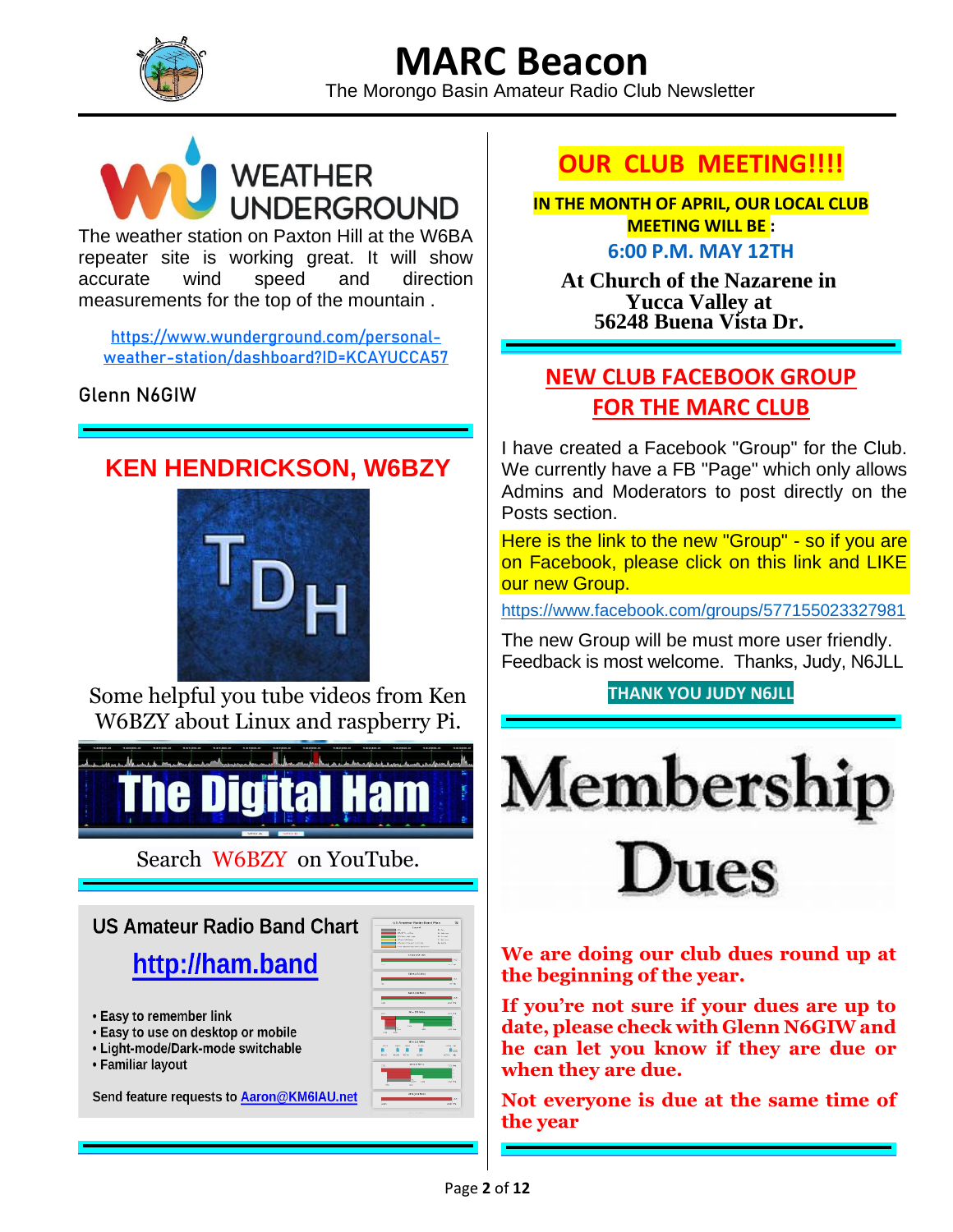# MARC Beacon

The Morongo Basin Amateur Radio Club Newsletter

## WEATHER UNDERGROUND

The weather station on Paxton Hill at the W6BA repeater site is working great. It will show accurate wind speed and direction measurements for the top of the mountain .

https://www.wunderground.com/personal-weather-station/dashboard?ID=KCAYUCCA57

Glenn N6GIW

## KEN HENDRICKSON, W6BZY

Some helpful you tube videos from Ken W6BZY about Linux and raspberry Pi.

The Digital Ham

Search W6BZY on YouTube.

### US Amateur Radio Band Chart

**http://ham.band**

- Easy to remember link
- Easy to use on desktop or mobile
- Light-mode/Dark-mode switchable
- Familiar layout

Send feature requests to Aaron@KM6IAU.net

## OUR CLUB MEETING!!!!

**IN THE MONTH OF APRIL, OUR LOCAL CLUB MEETING WILL BE :**

**6:00 P.M. MAY 12TH**

**At Church of the Nazarene in Yucca Valley at 56248 Buena Vista Dr.**

## NEW CLUB FACEBOOK GROUP FOR THE MARC CLUB

I have created a Facebook "Group" for the Club. We currently have a FB "Page" which only allows Admins and Moderators to post directly on the Posts section.

Here is the link to the new "Group" - so if you are on Facebook, please click on this link and LIKE our new Group.

https://www.facebook.com/groups/577155023327981

The new Group will be must more user friendly. Feedback is most welcome. Thanks, Judy, N6JLL

**THANK YOU JUDY N6JLL**

## Membership Dues

**We are doing our club dues round up at the beginning of the year.**

**If you're not sure if your dues are up to date, please check with Glenn N6GIW and he can let you know if they are due or when they are due.**

**Not everyone is due at the same time of the year**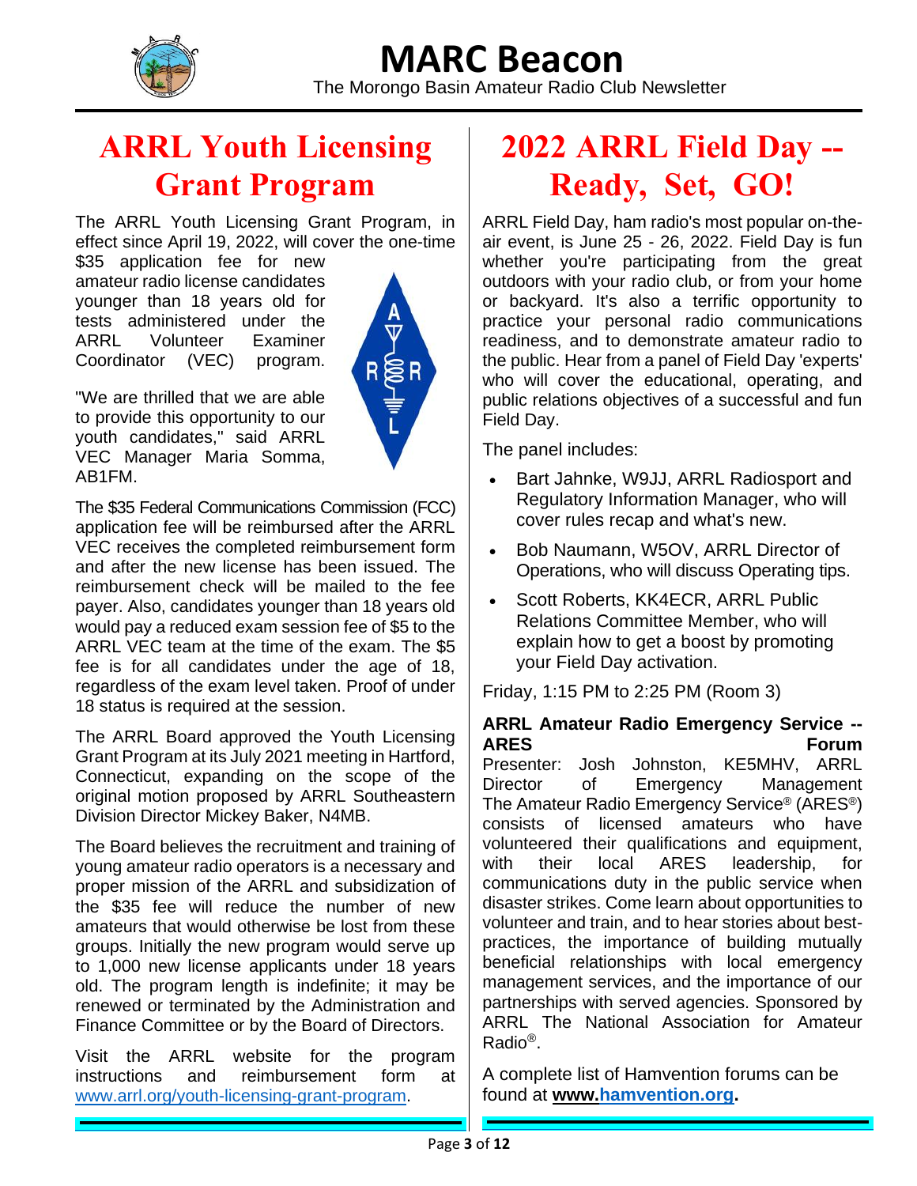# MARC Beacon

The Morongo Basin Amateur Radio Club Newsletter

## ARRL Youth Licensing Grant Program

The ARRL Youth Licensing Grant Program, in effect since April 19, 2022, will cover the one-time $35 application fee for new amateur radio license candidates younger than 18 years old for tests administered under the ARRL Volunteer Examiner Coordinator (VEC) program.

"We are thrilled that we are able to provide this opportunity to our youth candidates," said ARRL VEC Manager Maria Somma, AB1FM.

The $35 Federal Communications Commission (FCC) application fee will be reimbursed after the ARRL VEC receives the completed reimbursement form and after the new license has been issued. The reimbursement check will be mailed to the fee payer. Also, candidates younger than 18 years old would pay a reduced exam session fee of $5 to the ARRL VEC team at the time of the exam. The $5 fee is for all candidates under the age of 18, regardless of the exam level taken. Proof of under 18 status is required at the session.

The ARRL Board approved the Youth Licensing Grant Program at its July 2021 meeting in Hartford, Connecticut, expanding on the scope of the original motion proposed by ARRL Southeastern Division Director Mickey Baker, N4MB.

The Board believes the recruitment and training of young amateur radio operators is a necessary and proper mission of the ARRL and subsidization of the $35 fee will reduce the number of new amateurs that would otherwise be lost from these groups. Initially the new program would serve up to 1,000 new license applicants under 18 years old. The program length is indefinite; it may be renewed or terminated by the Administration and Finance Committee or by the Board of Directors.

Visit the ARRL website for the program instructions and reimbursement form at www.arrl.org/youth-licensing-grant-program.

## 2022 ARRL Field Day -- Ready, Set, GO!

ARRL Field Day, ham radio's most popular on-the-air event, is June 25 - 26, 2022. Field Day is fun whether you're participating from the great outdoors with your radio club, or from your home or backyard. It's also a terrific opportunity to practice your personal radio communications readiness, and to demonstrate amateur radio to the public. Hear from a panel of Field Day 'experts' who will cover the educational, operating, and public relations objectives of a successful and fun Field Day.

The panel includes:

- Bart Jahnke, W9JJ, ARRL Radiosport and Regulatory Information Manager, who will cover rules recap and what's new.
- Bob Naumann, W5OV, ARRL Director of Operations, who will discuss Operating tips.
- Scott Roberts, KK4ECR, ARRL Public Relations Committee Member, who will explain how to get a boost by promoting your Field Day activation.

Friday, 1:15 PM to 2:25 PM (Room 3)

**ARRL Amateur Radio Emergency Service -- ARES Forum**

Presenter: Josh Johnston, KE5MHV, ARRL Director of Emergency Management

The Amateur Radio Emergency Service® (ARES®) consists of licensed amateurs who have volunteered their qualifications and equipment, with their local ARES leadership, for communications duty in the public service when disaster strikes. Come learn about opportunities to volunteer and train, and to hear stories about best-practices, the importance of building mutually beneficial relationships with local emergency management services, and the importance of our partnerships with served agencies. Sponsored by ARRL The National Association for Amateur Radio®.

A complete list of Hamvention forums can be found at **www.hamvention.org.**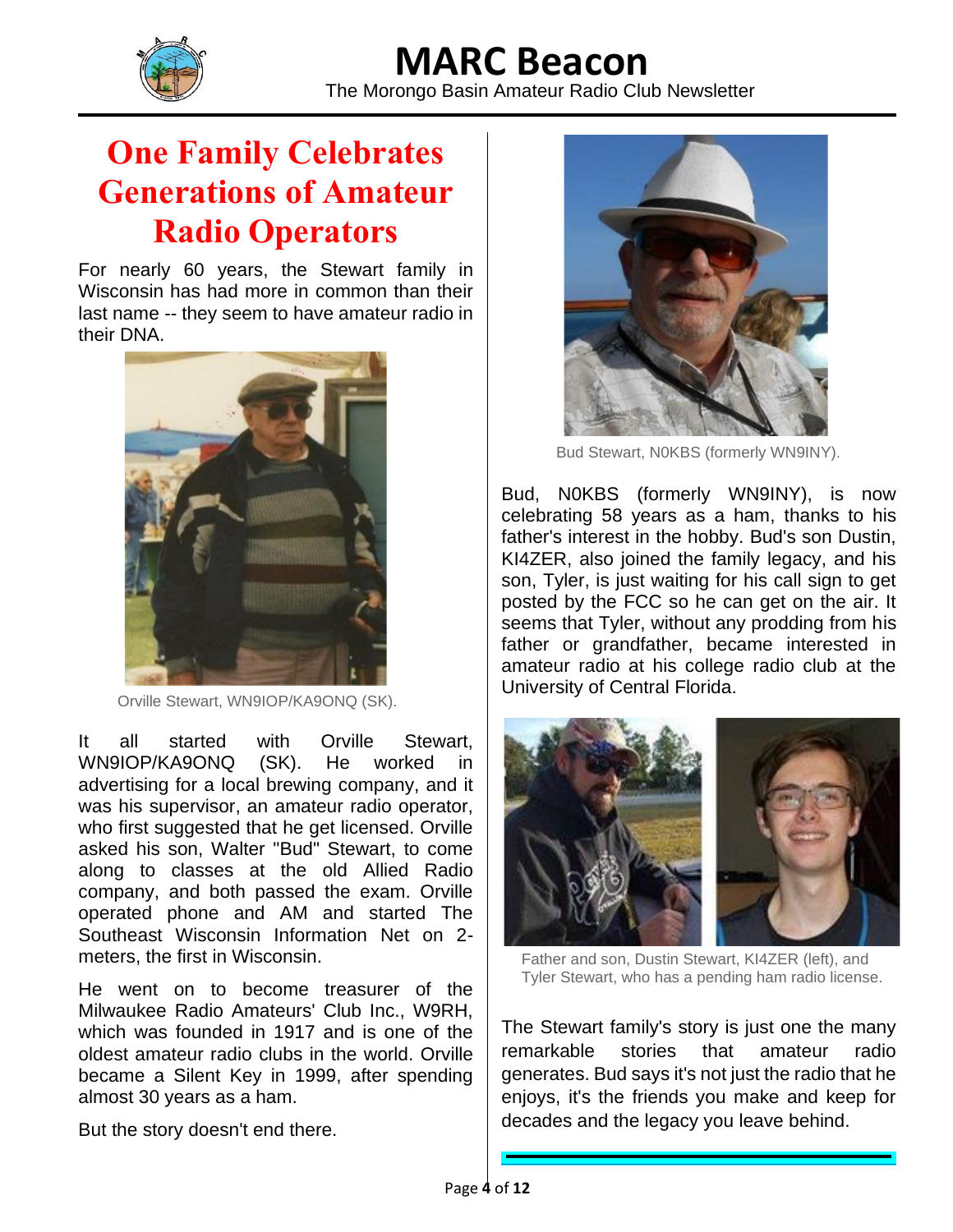# One Family Celebrates Generations of Amateur Radio Operators

For nearly 60 years, the Stewart family in Wisconsin has had more in common than their last name -- they seem to have amateur radio in their DNA.

Orville Stewart, WN9IOP/KA9ONQ (SK).

It all started with Orville Stewart, WN9IOP/KA9ONQ (SK). He worked in advertising for a local brewing company, and it was his supervisor, an amateur radio operator, who first suggested that he get licensed. Orville asked his son, Walter "Bud" Stewart, to come along to classes at the old Allied Radio company, and both passed the exam. Orville operated phone and AM and started The Southeast Wisconsin Information Net on 2-meters, the first in Wisconsin.

He went on to become treasurer of the Milwaukee Radio Amateurs' Club Inc., W9RH, which was founded in 1917 and is one of the oldest amateur radio clubs in the world. Orville became a Silent Key in 1999, after spending almost 30 years as a ham.

But the story doesn't end there.

Bud Stewart, N0KBS (formerly WN9INY).

Bud, N0KBS (formerly WN9INY), is now celebrating 58 years as a ham, thanks to his father's interest in the hobby. Bud's son Dustin, KI4ZER, also joined the family legacy, and his son, Tyler, is just waiting for his call sign to get posted by the FCC so he can get on the air. It seems that Tyler, without any prodding from his father or grandfather, became interested in amateur radio at his college radio club at the University of Central Florida.

Father and son, Dustin Stewart, KI4ZER (left), and Tyler Stewart, who has a pending ham radio license.

The Stewart family's story is just one the many remarkable stories that amateur radio generates. Bud says it's not just the radio that he enjoys, it's the friends you make and keep for decades and the legacy you leave behind.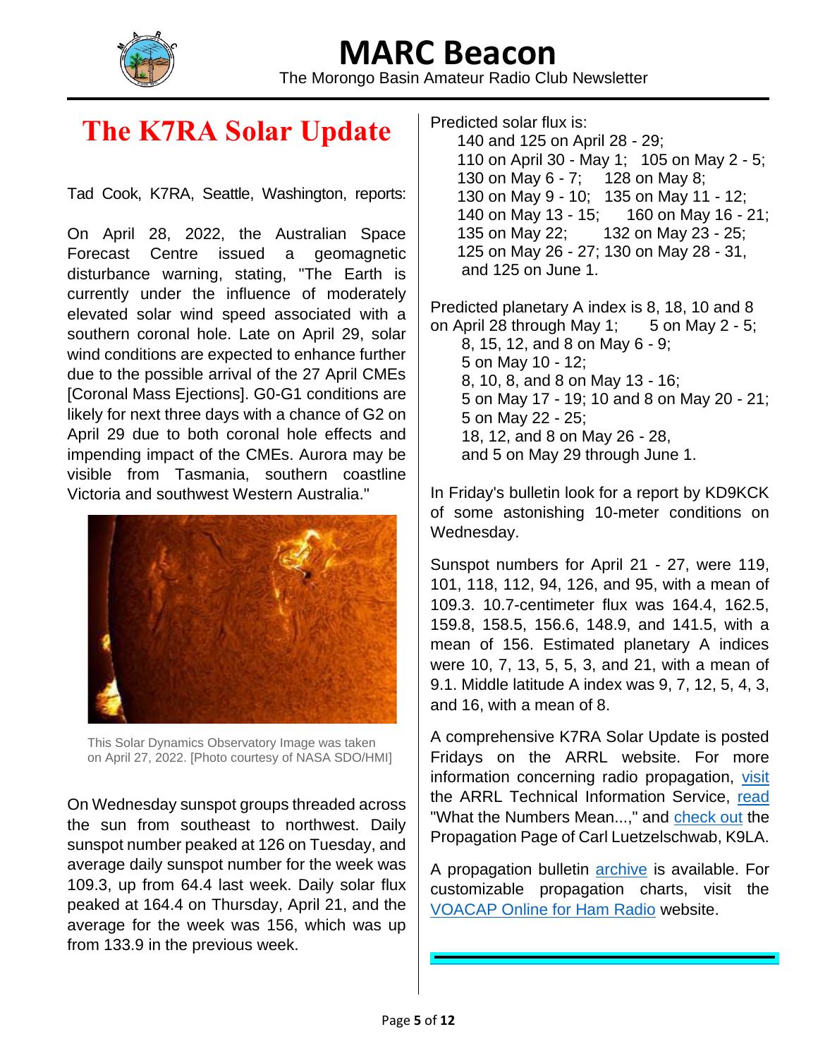# The K7RA Solar Update

Tad Cook, K7RA, Seattle, Washington, reports:

On April 28, 2022, the Australian Space Forecast Centre issued a geomagnetic disturbance warning, stating, "The Earth is currently under the influence of moderately elevated solar wind speed associated with a southern coronal hole. Late on April 29, solar wind conditions are expected to enhance further due to the possible arrival of the 27 April CMEs [Coronal Mass Ejections]. G0-G1 conditions are likely for next three days with a chance of G2 on April 29 due to both coronal hole effects and impending impact of the CMEs. Aurora may be visible from Tasmania, southern coastline Victoria and southwest Western Australia."

This Solar Dynamics Observatory Image was taken on April 27, 2022. [Photo courtesy of NASA SDO/HMI]

On Wednesday sunspot groups threaded across the sun from southeast to northwest. Daily sunspot number peaked at 126 on Tuesday, and average daily sunspot number for the week was 109.3, up from 64.4 last week. Daily solar flux peaked at 164.4 on Thursday, April 21, and the average for the week was 156, which was up from 133.9 in the previous week.

Predicted solar flux is:
140 and 125 on April 28 - 29;
110 on April 30 - May 1; 105 on May 2 - 5;
130 on May 6 - 7; 128 on May 8;
130 on May 9 - 10; 135 on May 11 - 12;
140 on May 13 - 15; 160 on May 16 - 21;
135 on May 22; 132 on May 23 - 25;
125 on May 26 - 27; 130 on May 28 - 31,
and 125 on June 1.

Predicted planetary A index is 8, 18, 10 and 8 on April 28 through May 1; 5 on May 2 - 5;
8, 15, 12, and 8 on May 6 - 9;
5 on May 10 - 12;
8, 10, 8, and 8 on May 13 - 16;
5 on May 17 - 19; 10 and 8 on May 20 - 21;
5 on May 22 - 25;
18, 12, and 8 on May 26 - 28,
and 5 on May 29 through June 1.

In Friday's bulletin look for a report by KD9KCK of some astonishing 10-meter conditions on Wednesday.

Sunspot numbers for April 21 - 27, were 119, 101, 118, 112, 94, 126, and 95, with a mean of 109.3. 10.7-centimeter flux was 164.4, 162.5, 159.8, 158.5, 156.6, 148.9, and 141.5, with a mean of 156. Estimated planetary A indices were 10, 7, 13, 5, 5, 3, and 21, with a mean of 9.1. Middle latitude A index was 9, 7, 12, 5, 4, 3, and 16, with a mean of 8.

A comprehensive K7RA Solar Update is posted Fridays on the ARRL website. For more information concerning radio propagation, visit the ARRL Technical Information Service, read "What the Numbers Mean...," and check out the Propagation Page of Carl Luetzelschwab, K9LA.

A propagation bulletin archive is available. For customizable propagation charts, visit the VOACAP Online for Ham Radio website.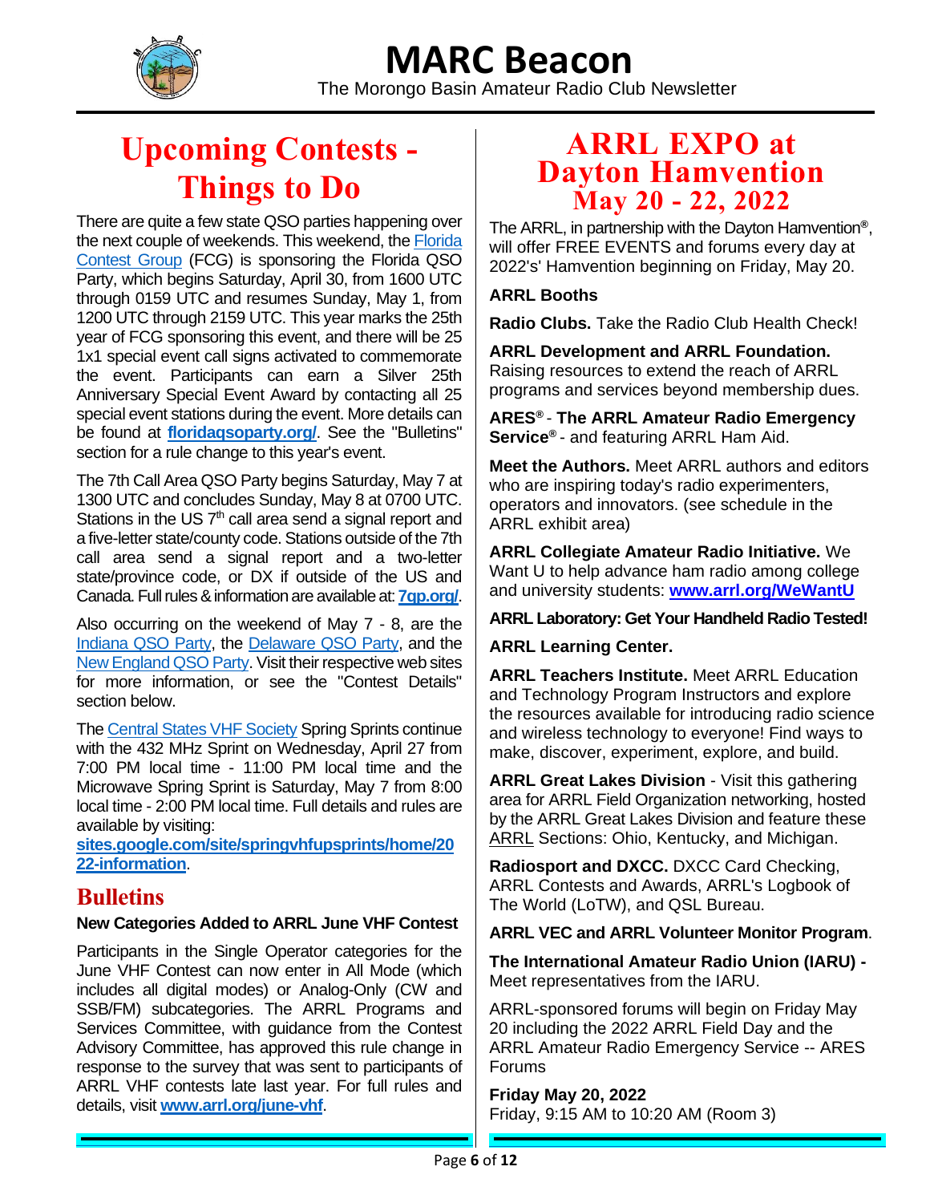# Upcoming Contests - Things to Do

There are quite a few state QSO parties happening over the next couple of weekends. This weekend, the Florida Contest Group (FCG) is sponsoring the Florida QSO Party, which begins Saturday, April 30, from 1600 UTC through 0159 UTC and resumes Sunday, May 1, from 1200 UTC through 2159 UTC. This year marks the 25th year of FCG sponsoring this event, and there will be 25 1x1 special event call signs activated to commemorate the event. Participants can earn a Silver 25th Anniversary Special Event Award by contacting all 25 special event stations during the event. More details can be found at **floridaqsoparty.org/**. See the "Bulletins" section for a rule change to this year's event.

The 7th Call Area QSO Party begins Saturday, May 7 at 1300 UTC and concludes Sunday, May 8 at 0700 UTC. Stations in the US 7th call area send a signal report and a five-letter state/county code. Stations outside of the 7th call area send a signal report and a two-letter state/province code, or DX if outside of the US and Canada. Full rules & information are available at: **7qp.org/**.

Also occurring on the weekend of May 7 - 8, are the Indiana QSO Party, the Delaware QSO Party, and the New England QSO Party. Visit their respective web sites for more information, or see the "Contest Details" section below.

The Central States VHF Society Spring Sprints continue with the 432 MHz Sprint on Wednesday, April 27 from 7:00 PM local time - 11:00 PM local time and the Microwave Spring Sprint is Saturday, May 7 from 8:00 local time - 2:00 PM local time. Full details and rules are available by visiting: **sites.google.com/site/springvhfupsprints/home/2022-information**.

## Bulletins

**New Categories Added to ARRL June VHF Contest**

Participants in the Single Operator categories for the June VHF Contest can now enter in All Mode (which includes all digital modes) or Analog-Only (CW and SSB/FM) subcategories. The ARRL Programs and Services Committee, with guidance from the Contest Advisory Committee, has approved this rule change in response to the survey that was sent to participants of ARRL VHF contests late last year. For full rules and details, visit **www.arrl.org/june-vhf**.

# ARRL EXPO at Dayton Hamvention May 20 - 22, 2022

The ARRL, in partnership with the Dayton Hamvention®, will offer FREE EVENTS and forums every day at 2022's' Hamvention beginning on Friday, May 20.

**ARRL Booths**

**Radio Clubs.** Take the Radio Club Health Check!

**ARRL Development and ARRL Foundation.** Raising resources to extend the reach of ARRL programs and services beyond membership dues.

**ARES® - The ARRL Amateur Radio Emergency Service®** - and featuring ARRL Ham Aid.

**Meet the Authors.** Meet ARRL authors and editors who are inspiring today's radio experimenters, operators and innovators. (see schedule in the ARRL exhibit area)

**ARRL Collegiate Amateur Radio Initiative.** We Want U to help advance ham radio among college and university students: **www.arrl.org/WeWantU**

**ARRL Laboratory: Get Your Handheld Radio Tested!**

**ARRL Learning Center.**

**ARRL Teachers Institute.** Meet ARRL Education and Technology Program Instructors and explore the resources available for introducing radio science and wireless technology to everyone! Find ways to make, discover, experiment, explore, and build.

**ARRL Great Lakes Division** - Visit this gathering area for ARRL Field Organization networking, hosted by the ARRL Great Lakes Division and feature these ARRL Sections: Ohio, Kentucky, and Michigan.

**Radiosport and DXCC.** DXCC Card Checking, ARRL Contests and Awards, ARRL's Logbook of The World (LoTW), and QSL Bureau.

**ARRL VEC and ARRL Volunteer Monitor Program**.

**The International Amateur Radio Union (IARU) -** Meet representatives from the IARU.

ARRL-sponsored forums will begin on Friday May 20 including the 2022 ARRL Field Day and the ARRL Amateur Radio Emergency Service -- ARES Forums

**Friday May 20, 2022**
Friday, 9:15 AM to 10:20 AM (Room 3)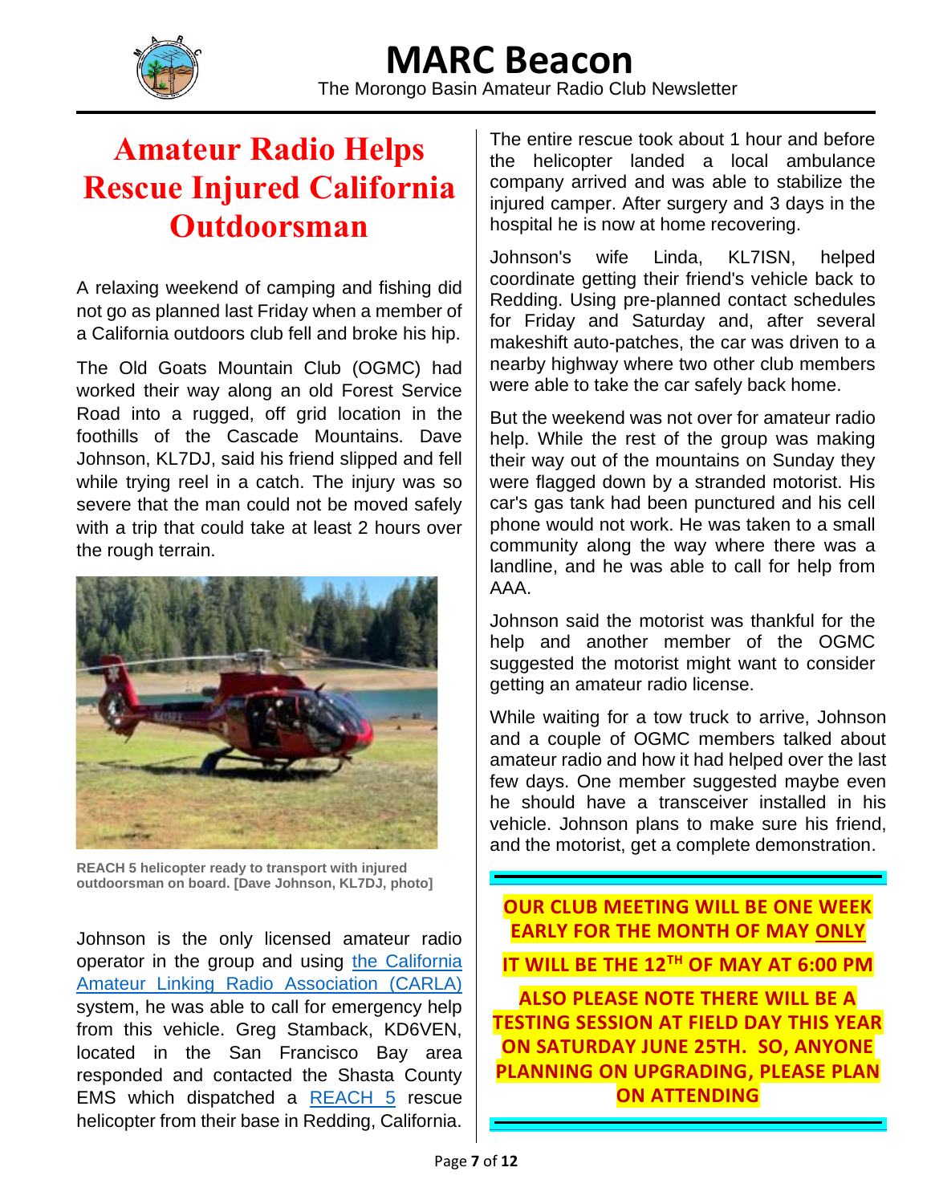# Amateur Radio Helps Rescue Injured California Outdoorsman

A relaxing weekend of camping and fishing did not go as planned last Friday when a member of a California outdoors club fell and broke his hip.

The Old Goats Mountain Club (OGMC) had worked their way along an old Forest Service Road into a rugged, off grid location in the foothills of the Cascade Mountains. Dave Johnson, KL7DJ, said his friend slipped and fell while trying reel in a catch. The injury was so severe that the man could not be moved safely with a trip that could take at least 2 hours over the rough terrain.

**REACH 5 helicopter ready to transport with injured outdoorsman on board. [Dave Johnson, KL7DJ, photo]**

Johnson is the only licensed amateur radio operator in the group and using the California Amateur Linking Radio Association (CARLA) system, he was able to call for emergency help from this vehicle. Greg Stamback, KD6VEN, located in the San Francisco Bay area responded and contacted the Shasta County EMS which dispatched a REACH 5 rescue helicopter from their base in Redding, California.

The entire rescue took about 1 hour and before the helicopter landed a local ambulance company arrived and was able to stabilize the injured camper. After surgery and 3 days in the hospital he is now at home recovering.

Johnson's wife Linda, KL7ISN, helped coordinate getting their friend's vehicle back to Redding. Using pre-planned contact schedules for Friday and Saturday and, after several makeshift auto-patches, the car was driven to a nearby highway where two other club members were able to take the car safely back home.

But the weekend was not over for amateur radio help. While the rest of the group was making their way out of the mountains on Sunday they were flagged down by a stranded motorist. His car's gas tank had been punctured and his cell phone would not work. He was taken to a small community along the way where there was a landline, and he was able to call for help from AAA.

Johnson said the motorist was thankful for the help and another member of the OGMC suggested the motorist might want to consider getting an amateur radio license.

While waiting for a tow truck to arrive, Johnson and a couple of OGMC members talked about amateur radio and how it had helped over the last few days. One member suggested maybe even he should have a transceiver installed in his vehicle. Johnson plans to make sure his friend, and the motorist, get a complete demonstration.

---

**OUR CLUB MEETING WILL BE ONE WEEK EARLY FOR THE MONTH OF MAY ONLY**

**IT WILL BE THE 12TH OF MAY AT 6:00 PM**

**ALSO PLEASE NOTE THERE WILL BE A TESTING SESSION AT FIELD DAY THIS YEAR ON SATURDAY JUNE 25TH. SO, ANYONE PLANNING ON UPGRADING, PLEASE PLAN ON ATTENDING**

---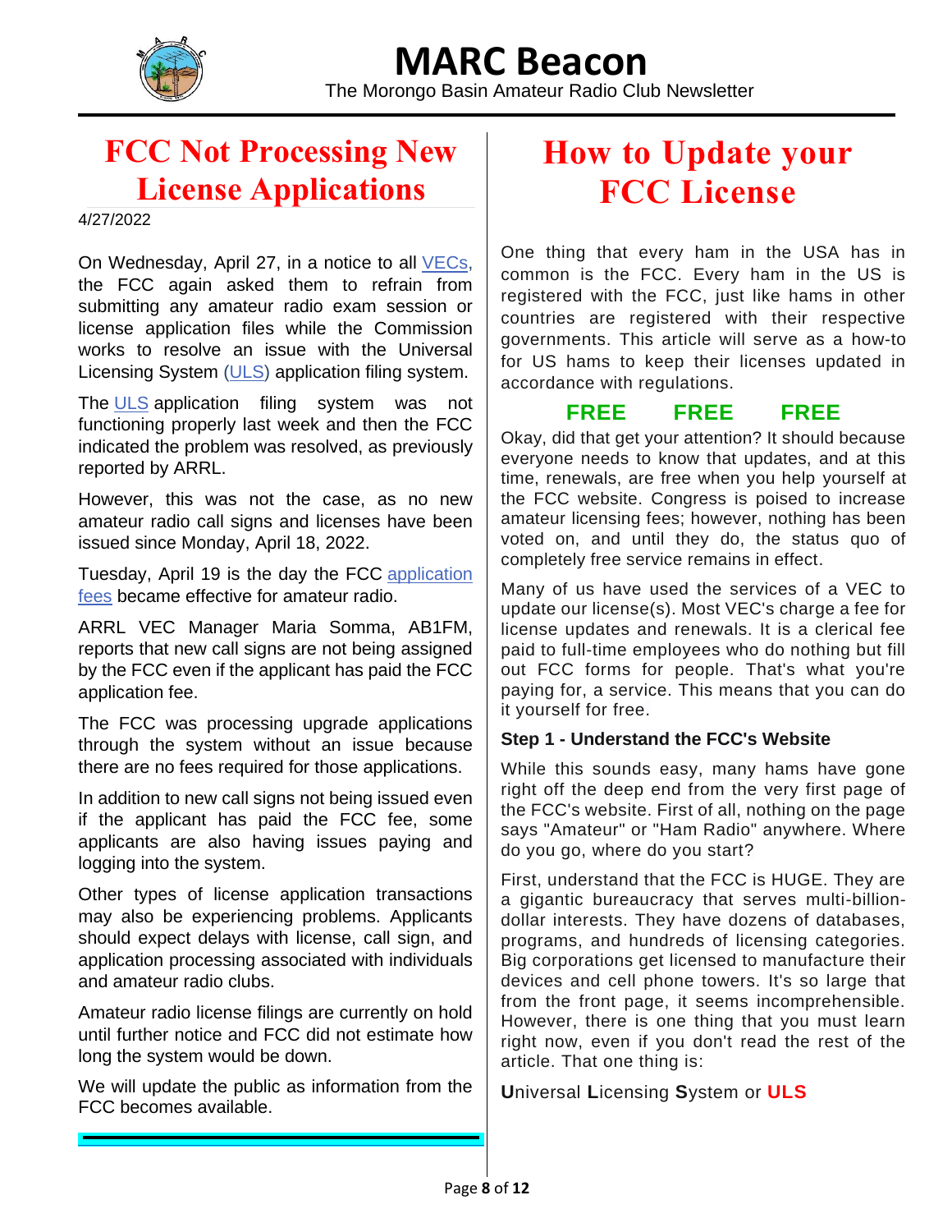# MARC Beacon

The Morongo Basin Amateur Radio Club Newsletter

## FCC Not Processing New License Applications

4/27/2022

On Wednesday, April 27, in a notice to all VECs, the FCC again asked them to refrain from submitting any amateur radio exam session or license application files while the Commission works to resolve an issue with the Universal Licensing System (ULS) application filing system.

The ULS application filing system was not functioning properly last week and then the FCC indicated the problem was resolved, as previously reported by ARRL.

However, this was not the case, as no new amateur radio call signs and licenses have been issued since Monday, April 18, 2022.

Tuesday, April 19 is the day the FCC application fees became effective for amateur radio.

ARRL VEC Manager Maria Somma, AB1FM, reports that new call signs are not being assigned by the FCC even if the applicant has paid the FCC application fee.

The FCC was processing upgrade applications through the system without an issue because there are no fees required for those applications.

In addition to new call signs not being issued even if the applicant has paid the FCC fee, some applicants are also having issues paying and logging into the system.

Other types of license application transactions may also be experiencing problems. Applicants should expect delays with license, call sign, and application processing associated with individuals and amateur radio clubs.

Amateur radio license filings are currently on hold until further notice and FCC did not estimate how long the system would be down.

We will update the public as information from the FCC becomes available.

## How to Update your FCC License

One thing that every ham in the USA has in common is the FCC. Every ham in the US is registered with the FCC, just like hams in other countries are registered with their respective governments. This article will serve as a how-to for US hams to keep their licenses updated in accordance with regulations.

**FREE FREE FREE**

Okay, did that get your attention? It should because everyone needs to know that updates, and at this time, renewals, are free when you help yourself at the FCC website. Congress is poised to increase amateur licensing fees; however, nothing has been voted on, and until they do, the status quo of completely free service remains in effect.

Many of us have used the services of a VEC to update our license(s). Most VEC's charge a fee for license updates and renewals. It is a clerical fee paid to full-time employees who do nothing but fill out FCC forms for people. That's what you're paying for, a service. This means that you can do it yourself for free.

**Step 1 - Understand the FCC's Website**

While this sounds easy, many hams have gone right off the deep end from the very first page of the FCC's website. First of all, nothing on the page says "Amateur" or "Ham Radio" anywhere. Where do you go, where do you start?

First, understand that the FCC is HUGE. They are a gigantic bureaucracy that serves multi-billion-dollar interests. They have dozens of databases, programs, and hundreds of licensing categories. Big corporations get licensed to manufacture their devices and cell phone towers. It's so large that from the front page, it seems incomprehensible. However, there is one thing that you must learn right now, even if you don't read the rest of the article. That one thing is:

**U**niversal **L**icensing **S**ystem or **ULS**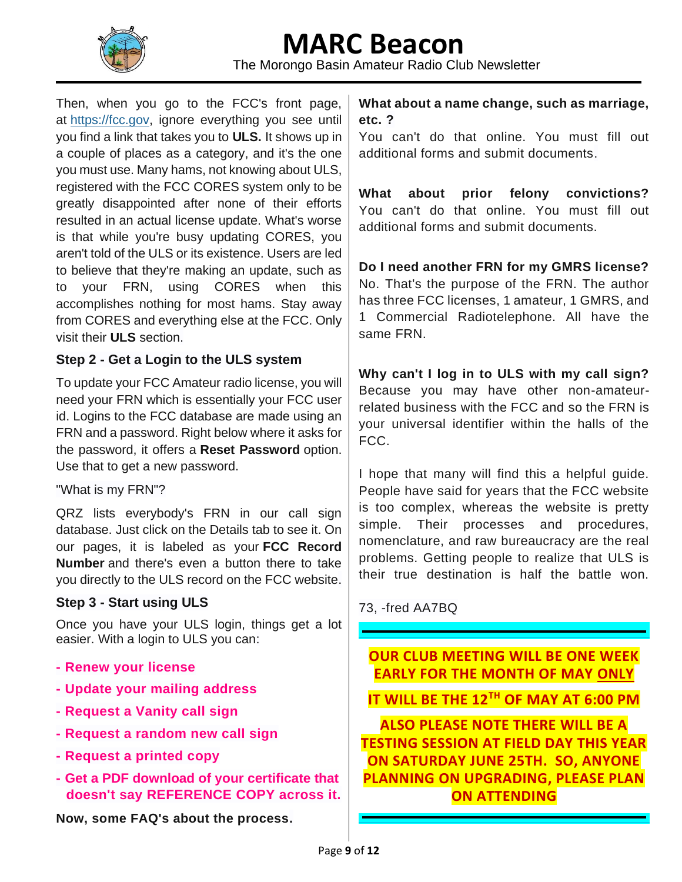Then, when you go to the FCC's front page, at https://fcc.gov, ignore everything you see until you find a link that takes you to **ULS.** It shows up in a couple of places as a category, and it's the one you must use. Many hams, not knowing about ULS, registered with the FCC CORES system only to be greatly disappointed after none of their efforts resulted in an actual license update. What's worse is that while you're busy updating CORES, you aren't told of the ULS or its existence. Users are led to believe that they're making an update, such as to your FRN, using CORES when this accomplishes nothing for most hams. Stay away from CORES and everything else at the FCC. Only visit their **ULS** section.

### Step 2 - Get a Login to the ULS system

To update your FCC Amateur radio license, you will need your FRN which is essentially your FCC user id. Logins to the FCC database are made using an FRN and a password. Right below where it asks for the password, it offers a **Reset Password** option. Use that to get a new password.

"What is my FRN"?

QRZ lists everybody's FRN in our call sign database. Just click on the Details tab to see it. On our pages, it is labeled as your **FCC Record Number** and there's even a button there to take you directly to the ULS record on the FCC website.

### Step 3 - Start using ULS

Once you have your ULS login, things get a lot easier. With a login to ULS you can:

- **Renew your license**
- **Update your mailing address**
- **Request a Vanity call sign**
- **Request a random new call sign**
- **Request a printed copy**
- **Get a PDF download of your certificate that doesn't say REFERENCE COPY across it.**

**Now, some FAQ's about the process.**

**What about a name change, such as marriage, etc. ?**
You can't do that online. You must fill out additional forms and submit documents.

**What about prior felony convictions?**
You can't do that online. You must fill out additional forms and submit documents.

**Do I need another FRN for my GMRS license?**
No. That's the purpose of the FRN. The author has three FCC licenses, 1 amateur, 1 GMRS, and 1 Commercial Radiotelephone. All have the same FRN.

**Why can't I log in to ULS with my call sign?**
Because you may have other non-amateur-related business with the FCC and so the FRN is your universal identifier within the halls of the FCC.

I hope that many will find this a helpful guide. People have said for years that the FCC website is too complex, whereas the website is pretty simple. Their processes and procedures, nomenclature, and raw bureaucracy are the real problems. Getting people to realize that ULS is their true destination is half the battle won.

73, -fred AA7BQ

---

**OUR CLUB MEETING WILL BE ONE WEEK EARLY FOR THE MONTH OF MAY ONLY**

**IT WILL BE THE 12TH OF MAY AT 6:00 PM**

**ALSO PLEASE NOTE THERE WILL BE A TESTING SESSION AT FIELD DAY THIS YEAR ON SATURDAY JUNE 25TH. SO, ANYONE PLANNING ON UPGRADING, PLEASE PLAN ON ATTENDING**

---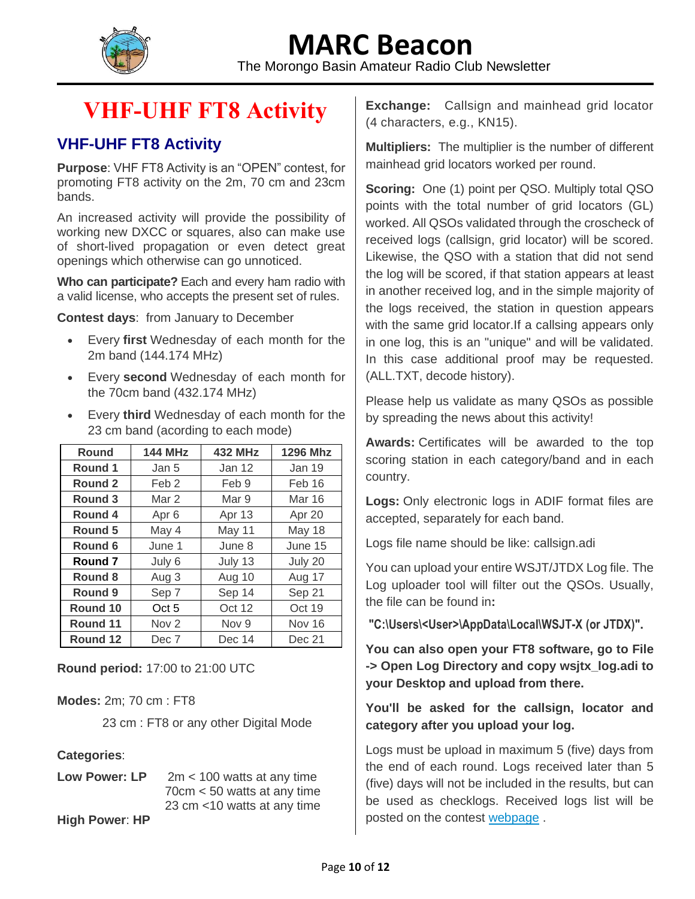# VHF-UHF FT8 Activity

## VHF-UHF FT8 Activity

**Purpose**: VHF FT8 Activity is an “OPEN” contest, for promoting FT8 activity on the 2m, 70 cm and 23cm bands.

An increased activity will provide the possibility of working new DXCC or squares, also can make use of short-lived propagation or even detect great openings which otherwise can go unnoticed.

**Who can participate?** Each and every ham radio with a valid license, who accepts the present set of rules.

**Contest days**: from January to December

- Every **first** Wednesday of each month for the 2m band (144.174 MHz)
- Every **second** Wednesday of each month for the 70cm band (432.174 MHz)
- Every **third** Wednesday of each month for the 23 cm band (acording to each mode)

| Round | 144 MHz | 432 MHz | 1296 Mhz |
|---|---|---|---|
| **Round 1** | Jan 5 | Jan 12 | Jan 19 |
| **Round 2** | Feb 2 | Feb 9 | Feb 16 |
| **Round 3** | Mar 2 | Mar 9 | Mar 16 |
| **Round 4** | Apr 6 | Apr 13 | Apr 20 |
| **Round 5** | May 4 | May 11 | May 18 |
| **Round 6** | June 1 | June 8 | June 15 |
| **Round 7** | July 6 | July 13 | July 20 |
| **Round 8** | Aug 3 | Aug 10 | Aug 17 |
| **Round 9** | Sep 7 | Sep 14 | Sep 21 |
| **Round 10** | Oct 5 | Oct 12 | Oct 19 |
| **Round 11** | Nov 2 | Nov 9 | Nov 16 |
| **Round 12** | Dec 7 | Dec 14 | Dec 21 |

**Round period:** 17:00 to 21:00 UTC

**Modes:** 2m; 70 cm : FT8

23 cm : FT8 or any other Digital Mode

**Categories**:

**Low Power: LP** 2m < 100 watts at any time
70cm < 50 watts at any time
23 cm <10 watts at any time

**High Power**: **HP**

**Exchange:** Callsign and mainhead grid locator (4 characters, e.g., KN15).

**Multipliers:** The multiplier is the number of different mainhead grid locators worked per round.

**Scoring:** One (1) point per QSO. Multiply total QSO points with the total number of grid locators (GL) worked. All QSOs validated through the croscheck of received logs (callsign, grid locator) will be scored. Likewise, the QSO with a station that did not send the log will be scored, if that station appears at least in another received log, and in the simple majority of the logs received, the station in question appears with the same grid locator.If a callsing appears only in one log, this is an "unique" and will be validated. In this case additional proof may be requested. (ALL.TXT, decode history).

Please help us validate as many QSOs as possible by spreading the news about this activity!

**Awards:** Certificates will be awarded to the top scoring station in each category/band and in each country.

**Logs:** Only electronic logs in ADIF format files are accepted, separately for each band.

Logs file name should be like: callsign.adi

You can upload your entire WSJT/JTDX Log file. The Log uploader tool will filter out the QSOs. Usually, the file can be found in**:**

**"C:\Users\<User>\AppData\Local\WSJT-X (or JTDX)".**

**You can also open your FT8 software, go to File -> Open Log Directory and copy wsjtx_log.adi to your Desktop and upload from there.**

**You'll be asked for the callsign, locator and category after you upload your log.**

Logs must be upload in maximum 5 (five) days from the end of each round. Logs received later than 5 (five) days will not be included in the results, but can be used as checklogs. Received logs list will be posted on the contest webpage .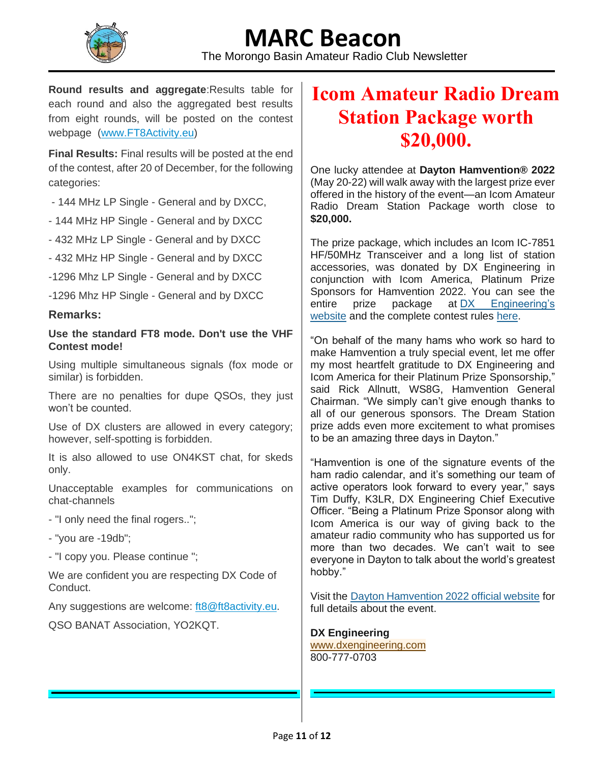**Round results and aggregate**:Results table for each round and also the aggregated best results from eight rounds, will be posted on the contest webpage (www.FT8Activity.eu)

**Final Results:** Final results will be posted at the end of the contest, after 20 of December, for the following categories:

- 144 MHz LP Single - General and by DXCC,
- 144 MHz HP Single - General and by DXCC
- 432 MHz LP Single - General and by DXCC
- 432 MHz HP Single - General and by DXCC
- 1296 Mhz LP Single - General and by DXCC
- 1296 Mhz HP Single - General and by DXCC

**Remarks:**

**Use the standard FT8 mode. Don't use the VHF Contest mode!**

Using multiple simultaneous signals (fox mode or similar) is forbidden.

There are no penalties for dupe QSOs, they just won't be counted.

Use of DX clusters are allowed in every category; however, self-spotting is forbidden.

It is also allowed to use ON4KST chat, for skeds only.

Unacceptable examples for communications on chat-channels

- "I only need the final rogers..";
- "you are -19db";
- "I copy you. Please continue ";

We are confident you are respecting DX Code of Conduct.

Any suggestions are welcome: ft8@ft8activity.eu.

QSO BANAT Association, YO2KQT.

# Icom Amateur Radio Dream Station Package worth $20,000.

One lucky attendee at **Dayton Hamvention® 2022** (May 20-22) will walk away with the largest prize ever offered in the history of the event—an Icom Amateur Radio Dream Station Package worth close to **$20,000.**

The prize package, which includes an Icom IC-7851 HF/50MHz Transceiver and a long list of station accessories, was donated by DX Engineering in conjunction with Icom America, Platinum Prize Sponsors for Hamvention 2022. You can see the entire prize package at DX Engineering's website and the complete contest rules here.

"On behalf of the many hams who work so hard to make Hamvention a truly special event, let me offer my most heartfelt gratitude to DX Engineering and Icom America for their Platinum Prize Sponsorship," said Rick Allnutt, WS8G, Hamvention General Chairman. "We simply can't give enough thanks to all of our generous sponsors. The Dream Station prize adds even more excitement to what promises to be an amazing three days in Dayton."

"Hamvention is one of the signature events of the ham radio calendar, and it's something our team of active operators look forward to every year," says Tim Duffy, K3LR, DX Engineering Chief Executive Officer. "Being a Platinum Prize Sponsor along with Icom America is our way of giving back to the amateur radio community who has supported us for more than two decades. We can't wait to see everyone in Dayton to talk about the world's greatest hobby."

Visit the Dayton Hamvention 2022 official website for full details about the event.

**DX Engineering**
www.dxengineering.com
800-777-0703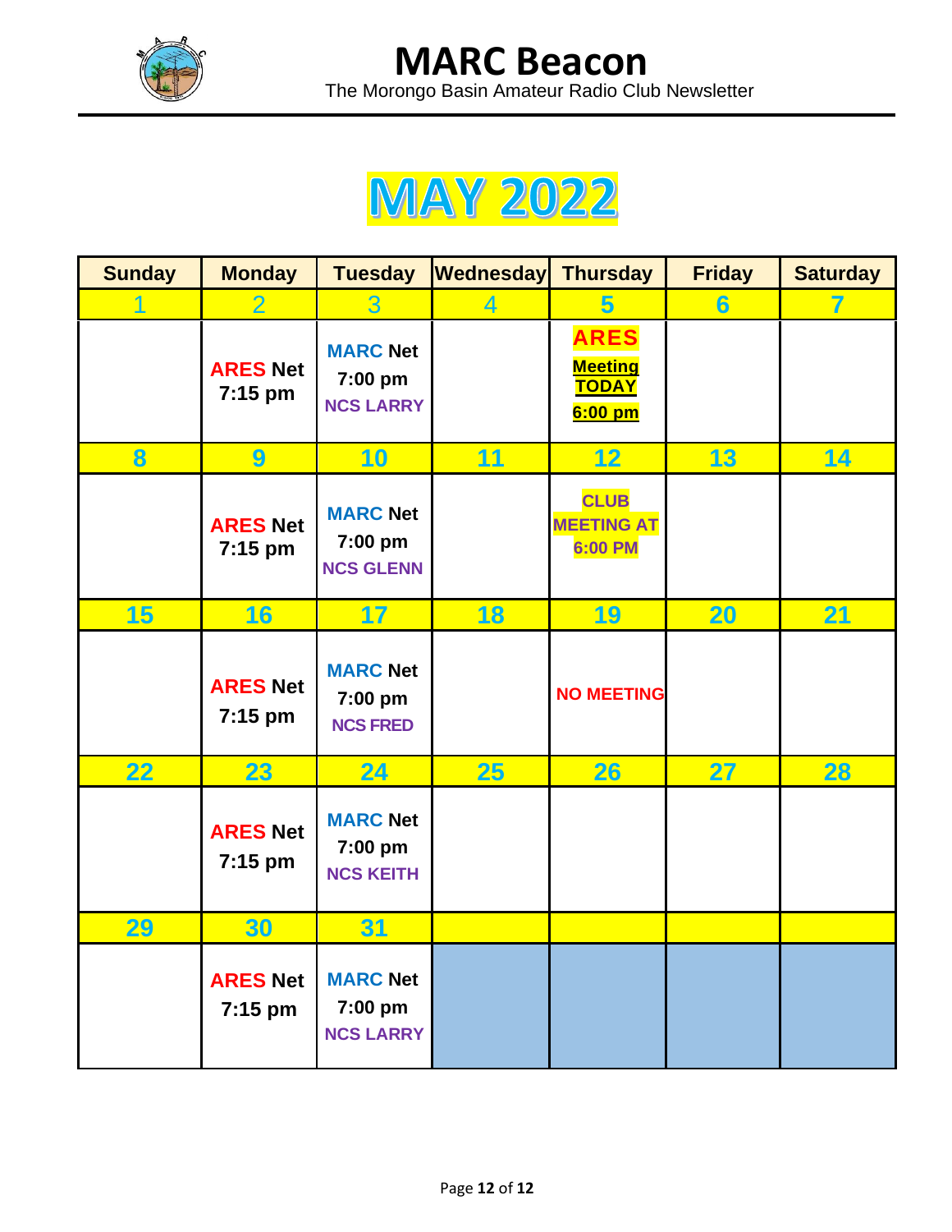# MARC Beacon

The Morongo Basin Amateur Radio Club Newsletter

## MAY 2022

| Sunday | Monday | Tuesday | Wednesday | Thursday | Friday | Saturday |
|---|---|---|---|---|---|---|
| 1 | 2 | 3 | 4 | 5 | 6 | 7 |
| | ARES Net 7:15 pm | MARC Net 7:00 pm NCS LARRY | | ARES Meeting TODAY 6:00 pm | | |
| 8 | 9 | 10 | 11 | 12 | 13 | 14 |
| | ARES Net 7:15 pm | MARC Net 7:00 pm NCS GLENN | | CLUB MEETING AT 6:00 PM | | |
| 15 | 16 | 17 | 18 | 19 | 20 | 21 |
| | ARES Net 7:15 pm | MARC Net 7:00 pm NCS FRED | | NO MEETING | | |
| 22 | 23 | 24 | 25 | 26 | 27 | 28 |
| | ARES Net 7:15 pm | MARC Net 7:00 pm NCS KEITH | | | | |
| 29 | 30 | 31 | | | | |
| | ARES Net 7:15 pm | MARC Net 7:00 pm NCS LARRY | | | | |